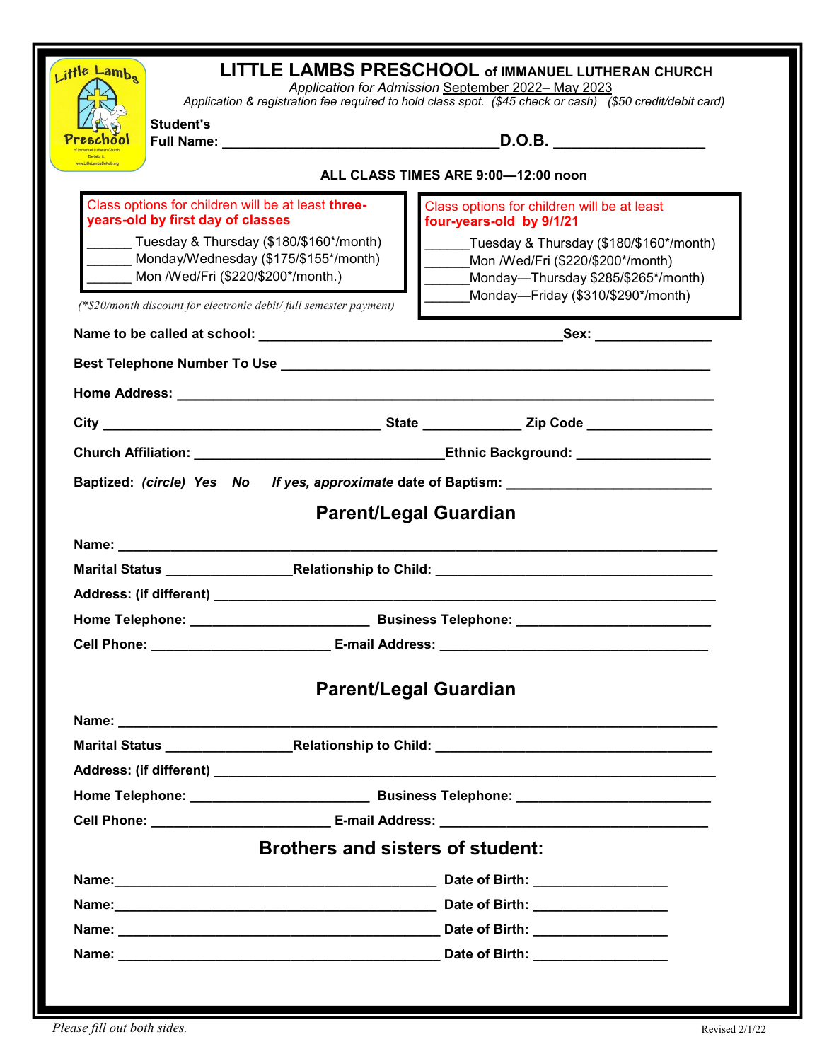# LITTLE LAMBS PRESCHOOL of IMMANUEL LUTHERAN CHURCH

*Application for Admission* September 2022– May 2023

*Application & registration fee required to hold class spot. ($45 check or cash) ($50 credit/debit card)*

**Student's Full Name:** ___________________________________ **D.O.B.** __________________

**ALL CLASS TIMES ARE 9:00—12:00 noon**

Class options for children will be at least **three-years-old by first day of classes**

______ Tuesday & Thursday ($180/$160*/month)
______ Monday/Wednesday ($175/$155*/month)
______ Mon /Wed/Fri ($220/$200*/month.)

*(*$20/month discount for electronic debit/ full semester payment)*

Class options for children will be at least **four-years-old by 9/1/21**

______Tuesday & Thursday ($180/$160*/month)
______Mon /Wed/Fri ($220/$200*/month)
______Monday—Thursday $285/$265*/month)
______Monday—Friday ($310/$290*/month)

**Name to be called at school:** ________________________________________ **Sex:** _______________

**Best Telephone Number To Use** __________________________________________________________

**Home Address:** _______________________________________________________________________

**City** _____________________________________ **State** ____________ **Zip Code** ________________

**Church Affiliation:** _________________________________ **Ethnic Background:** _________________

**Baptized:** ***(circle) Yes No*** ***If yes, approximate*** **date of Baptism:** ___________________________

## Parent/Legal Guardian

**Name:** _____________________________________________________________________________

**Marital Status** ________________ **Relationship to Child:** ____________________________________

**Address: (if different)** __________________________________________________________________

**Home Telephone:** _______________________ **Business Telephone:** _________________________

**Cell Phone:** _______________________ **E-mail Address:** ___________________________________

## Parent/Legal Guardian

**Name:** _____________________________________________________________________________

**Marital Status** ________________ **Relationship to Child:** ____________________________________

**Address: (if different)** __________________________________________________________________

**Home Telephone:** _______________________ **Business Telephone:** _________________________

**Cell Phone:** _______________________ **E-mail Address:** ___________________________________

## Brothers and sisters of student:

**Name:** ___________________________________________ **Date of Birth:** __________________

**Name:** ___________________________________________ **Date of Birth:** __________________

**Name:** ___________________________________________ **Date of Birth:** __________________

**Name:** ___________________________________________ **Date of Birth:** __________________

*Please fill out both sides.*

Revised 2/1/22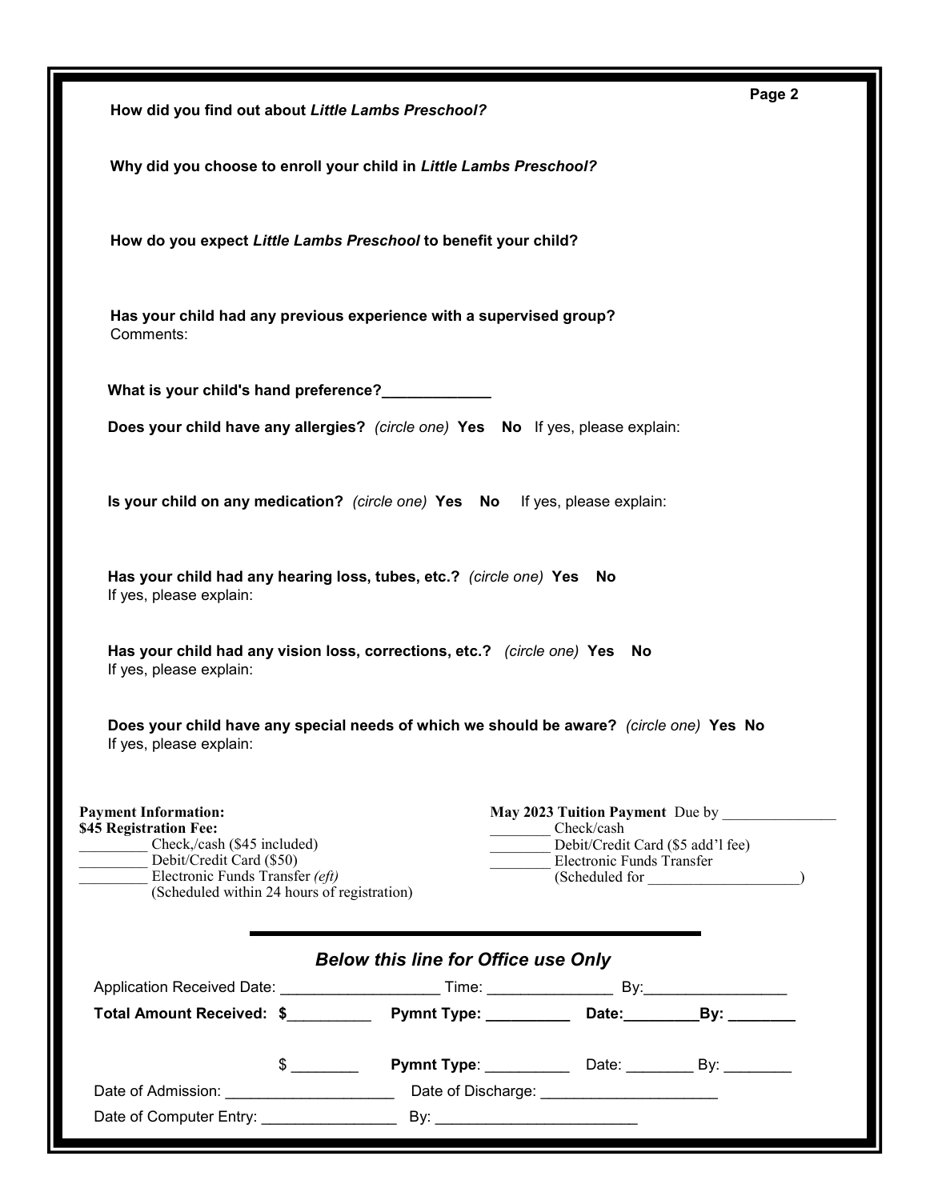**How did you find out about *Little Lambs Preschool?***

**Why did you choose to enroll your child in *Little Lambs Preschool?***

**How do you expect *Little Lambs Preschool* to benefit your child?**

**Has your child had any previous experience with a supervised group?**
Comments:

**What is your child's hand preference?\_\_\_\_\_\_\_\_\_\_\_\_\_**

**Does your child have any allergies?** *(circle one)* **Yes No** If yes, please explain:

**Is your child on any medication?** *(circle one)* **Yes No** If yes, please explain:

**Has your child had any hearing loss, tubes, etc.?** *(circle one)* **Yes No**
If yes, please explain:

**Has your child had any vision loss, corrections, etc.?** *(circle one)* **Yes No**
If yes, please explain:

**Does your child have any special needs of which we should be aware?** *(circle one)* **Yes No**
If yes, please explain:

**Payment Information:**
**$45 Registration Fee:**
\_\_\_\_\_\_\_\_\_ Check,/cash ($45 included)
\_\_\_\_\_\_\_\_\_ Debit/Credit Card ($50)
\_\_\_\_\_\_\_\_\_ Electronic Funds Transfer *(eft)*
(Scheduled within 24 hours of registration)

**May 2023 Tuition Payment** Due by \_\_\_\_\_\_\_\_\_\_\_\_\_\_\_
\_\_\_\_\_\_\_\_ Check/cash
\_\_\_\_\_\_\_\_ Debit/Credit Card ($5 add'l fee)
\_\_\_\_\_\_\_\_ Electronic Funds Transfer
(Scheduled for \_\_\_\_\_\_\_\_\_\_\_\_\_\_\_\_\_\_\_)

---

### *Below this line for Office use Only*

Application Received Date: \_\_\_\_\_\_\_\_\_\_\_\_\_\_\_\_\_\_\_ Time: \_\_\_\_\_\_\_\_\_\_\_\_\_\_\_ By:\_\_\_\_\_\_\_\_\_\_\_\_\_\_\_\_\_

**Total Amount Received: $\_\_\_\_\_\_\_\_\_\_ Pymnt Type: \_\_\_\_\_\_\_\_\_\_ Date:\_\_\_\_\_\_\_\_\_By: \_\_\_\_\_\_\_\_**

$ \_\_\_\_\_\_\_\_ **Pymnt Type**: \_\_\_\_\_\_\_\_\_\_ Date: \_\_\_\_\_\_\_\_ By: \_\_\_\_\_\_\_\_

Date of Admission: \_\_\_\_\_\_\_\_\_\_\_\_\_\_\_\_\_\_\_\_ Date of Discharge: \_\_\_\_\_\_\_\_\_\_\_\_\_\_\_\_\_\_\_\_\_

Date of Computer Entry: \_\_\_\_\_\_\_\_\_\_\_\_\_\_\_\_ By: \_\_\_\_\_\_\_\_\_\_\_\_\_\_\_\_\_\_\_\_\_\_\_\_\_